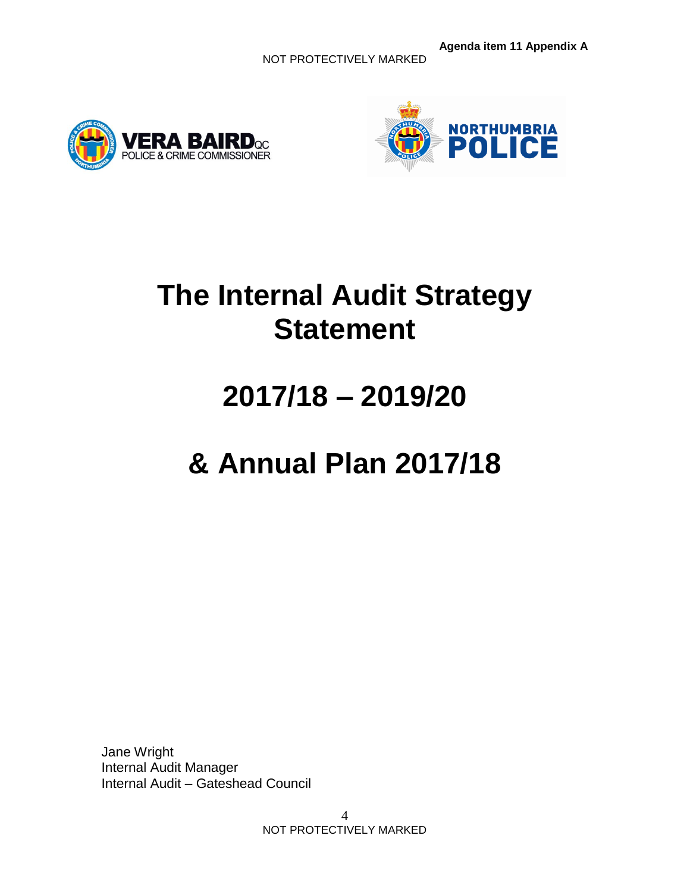Agenda item 11 Appendix A

NOT PROTECTIVELY MARKED

# The Internal Audit Strategy Statement

# 2017/18 – 2019/20

# & Annual Plan 2017/18

Jane Wright
Internal Audit Manager
Internal Audit – Gateshead Council

NOT PROTECTIVELY MARKED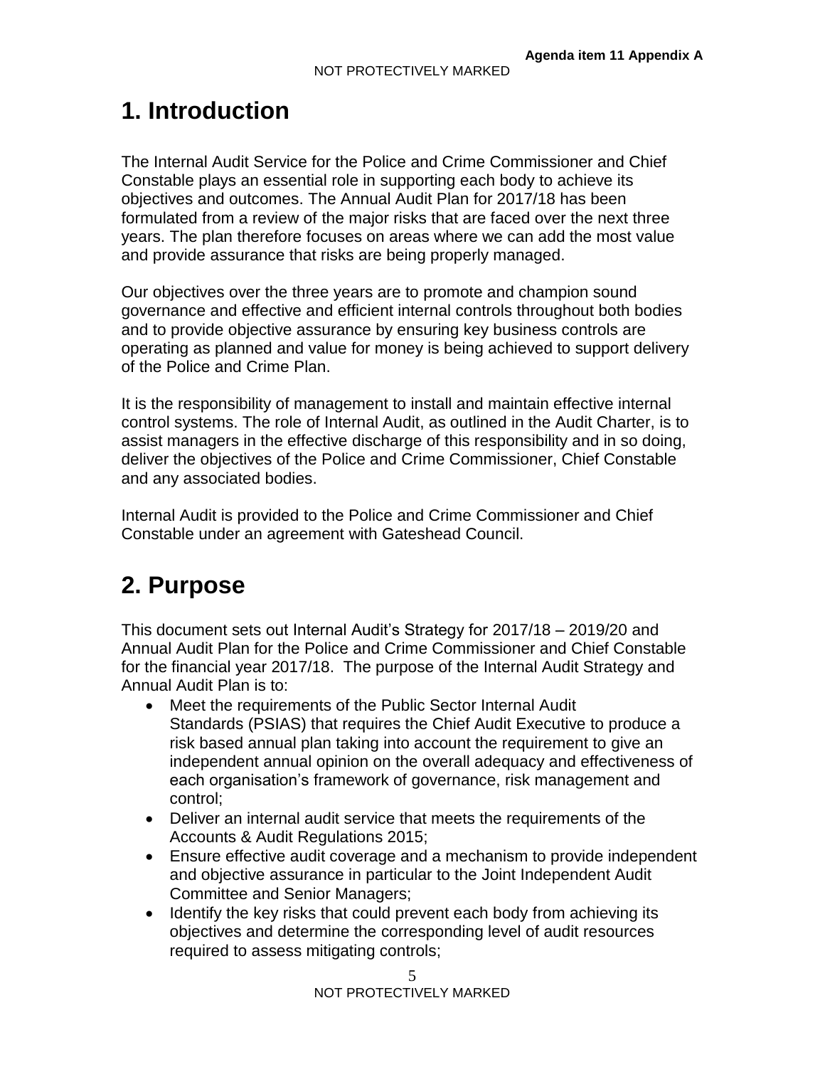# 1. Introduction

The Internal Audit Service for the Police and Crime Commissioner and Chief Constable plays an essential role in supporting each body to achieve its objectives and outcomes. The Annual Audit Plan for 2017/18 has been formulated from a review of the major risks that are faced over the next three years. The plan therefore focuses on areas where we can add the most value and provide assurance that risks are being properly managed.

Our objectives over the three years are to promote and champion sound governance and effective and efficient internal controls throughout both bodies and to provide objective assurance by ensuring key business controls are operating as planned and value for money is being achieved to support delivery of the Police and Crime Plan.

It is the responsibility of management to install and maintain effective internal control systems. The role of Internal Audit, as outlined in the Audit Charter, is to assist managers in the effective discharge of this responsibility and in so doing, deliver the objectives of the Police and Crime Commissioner, Chief Constable and any associated bodies.

Internal Audit is provided to the Police and Crime Commissioner and Chief Constable under an agreement with Gateshead Council.

# 2. Purpose

This document sets out Internal Audit's Strategy for 2017/18 – 2019/20 and Annual Audit Plan for the Police and Crime Commissioner and Chief Constable for the financial year 2017/18. The purpose of the Internal Audit Strategy and Annual Audit Plan is to:

- Meet the requirements of the Public Sector Internal Audit Standards (PSIAS) that requires the Chief Audit Executive to produce a risk based annual plan taking into account the requirement to give an independent annual opinion on the overall adequacy and effectiveness of each organisation's framework of governance, risk management and control;
- Deliver an internal audit service that meets the requirements of the Accounts & Audit Regulations 2015;
- Ensure effective audit coverage and a mechanism to provide independent and objective assurance in particular to the Joint Independent Audit Committee and Senior Managers;
- Identify the key risks that could prevent each body from achieving its objectives and determine the corresponding level of audit resources required to assess mitigating controls;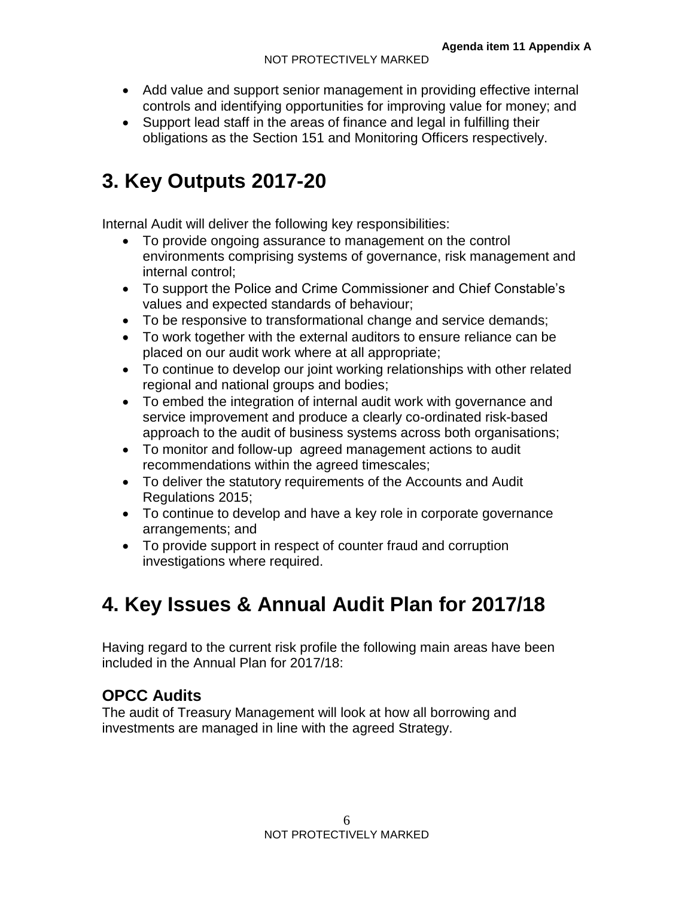- Add value and support senior management in providing effective internal controls and identifying opportunities for improving value for money; and
- Support lead staff in the areas of finance and legal in fulfilling their obligations as the Section 151 and Monitoring Officers respectively.

# 3. Key Outputs 2017-20

Internal Audit will deliver the following key responsibilities:

- To provide ongoing assurance to management on the control environments comprising systems of governance, risk management and internal control;
- To support the Police and Crime Commissioner and Chief Constable's values and expected standards of behaviour;
- To be responsive to transformational change and service demands;
- To work together with the external auditors to ensure reliance can be placed on our audit work where at all appropriate;
- To continue to develop our joint working relationships with other related regional and national groups and bodies;
- To embed the integration of internal audit work with governance and service improvement and produce a clearly co-ordinated risk-based approach to the audit of business systems across both organisations;
- To monitor and follow-up agreed management actions to audit recommendations within the agreed timescales;
- To deliver the statutory requirements of the Accounts and Audit Regulations 2015;
- To continue to develop and have a key role in corporate governance arrangements; and
- To provide support in respect of counter fraud and corruption investigations where required.

# 4. Key Issues & Annual Audit Plan for 2017/18

Having regard to the current risk profile the following main areas have been included in the Annual Plan for 2017/18:

## OPCC Audits

The audit of Treasury Management will look at how all borrowing and investments are managed in line with the agreed Strategy.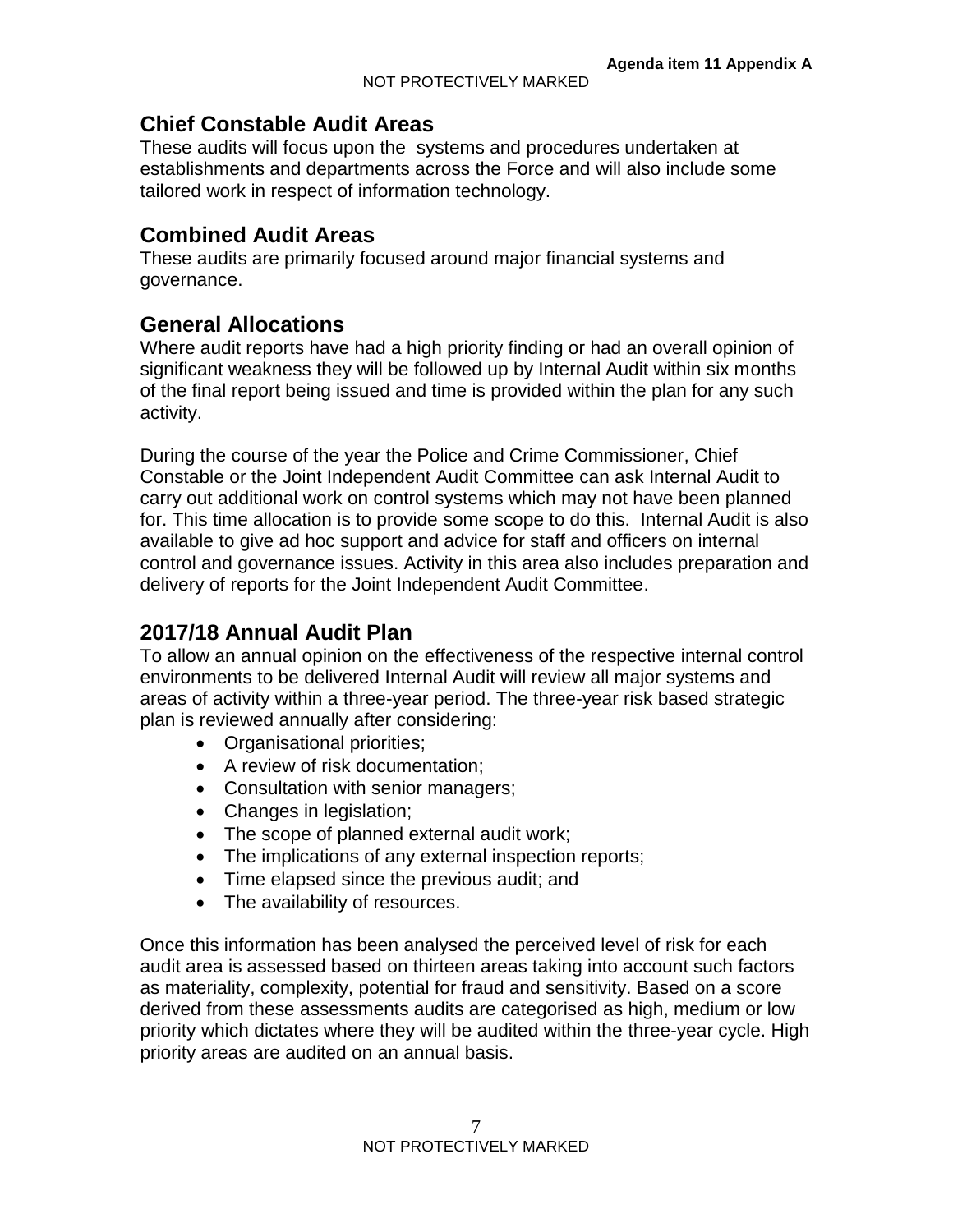## Chief Constable Audit Areas

These audits will focus upon the systems and procedures undertaken at establishments and departments across the Force and will also include some tailored work in respect of information technology.

## Combined Audit Areas

These audits are primarily focused around major financial systems and governance.

## General Allocations

Where audit reports have had a high priority finding or had an overall opinion of significant weakness they will be followed up by Internal Audit within six months of the final report being issued and time is provided within the plan for any such activity.

During the course of the year the Police and Crime Commissioner, Chief Constable or the Joint Independent Audit Committee can ask Internal Audit to carry out additional work on control systems which may not have been planned for. This time allocation is to provide some scope to do this. Internal Audit is also available to give ad hoc support and advice for staff and officers on internal control and governance issues. Activity in this area also includes preparation and delivery of reports for the Joint Independent Audit Committee.

## 2017/18 Annual Audit Plan

To allow an annual opinion on the effectiveness of the respective internal control environments to be delivered Internal Audit will review all major systems and areas of activity within a three-year period. The three-year risk based strategic plan is reviewed annually after considering:

- Organisational priorities;
- A review of risk documentation;
- Consultation with senior managers;
- Changes in legislation;
- The scope of planned external audit work;
- The implications of any external inspection reports;
- Time elapsed since the previous audit; and
- The availability of resources.

Once this information has been analysed the perceived level of risk for each audit area is assessed based on thirteen areas taking into account such factors as materiality, complexity, potential for fraud and sensitivity. Based on a score derived from these assessments audits are categorised as high, medium or low priority which dictates where they will be audited within the three-year cycle. High priority areas are audited on an annual basis.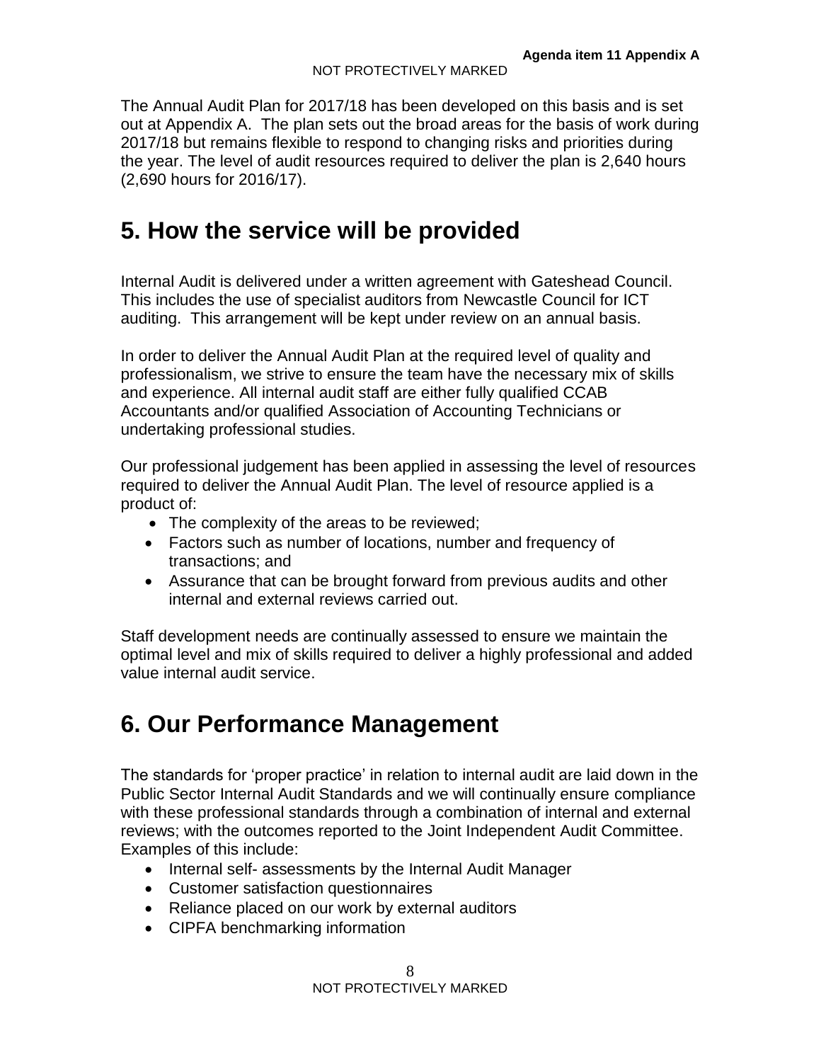The Annual Audit Plan for 2017/18 has been developed on this basis and is set out at Appendix A. The plan sets out the broad areas for the basis of work during 2017/18 but remains flexible to respond to changing risks and priorities during the year. The level of audit resources required to deliver the plan is 2,640 hours (2,690 hours for 2016/17).

# 5. How the service will be provided

Internal Audit is delivered under a written agreement with Gateshead Council. This includes the use of specialist auditors from Newcastle Council for ICT auditing. This arrangement will be kept under review on an annual basis.

In order to deliver the Annual Audit Plan at the required level of quality and professionalism, we strive to ensure the team have the necessary mix of skills and experience. All internal audit staff are either fully qualified CCAB Accountants and/or qualified Association of Accounting Technicians or undertaking professional studies.

Our professional judgement has been applied in assessing the level of resources required to deliver the Annual Audit Plan. The level of resource applied is a product of:

- The complexity of the areas to be reviewed;
- Factors such as number of locations, number and frequency of transactions; and
- Assurance that can be brought forward from previous audits and other internal and external reviews carried out.

Staff development needs are continually assessed to ensure we maintain the optimal level and mix of skills required to deliver a highly professional and added value internal audit service.

# 6. Our Performance Management

The standards for 'proper practice' in relation to internal audit are laid down in the Public Sector Internal Audit Standards and we will continually ensure compliance with these professional standards through a combination of internal and external reviews; with the outcomes reported to the Joint Independent Audit Committee. Examples of this include:

- Internal self- assessments by the Internal Audit Manager
- Customer satisfaction questionnaires
- Reliance placed on our work by external auditors
- CIPFA benchmarking information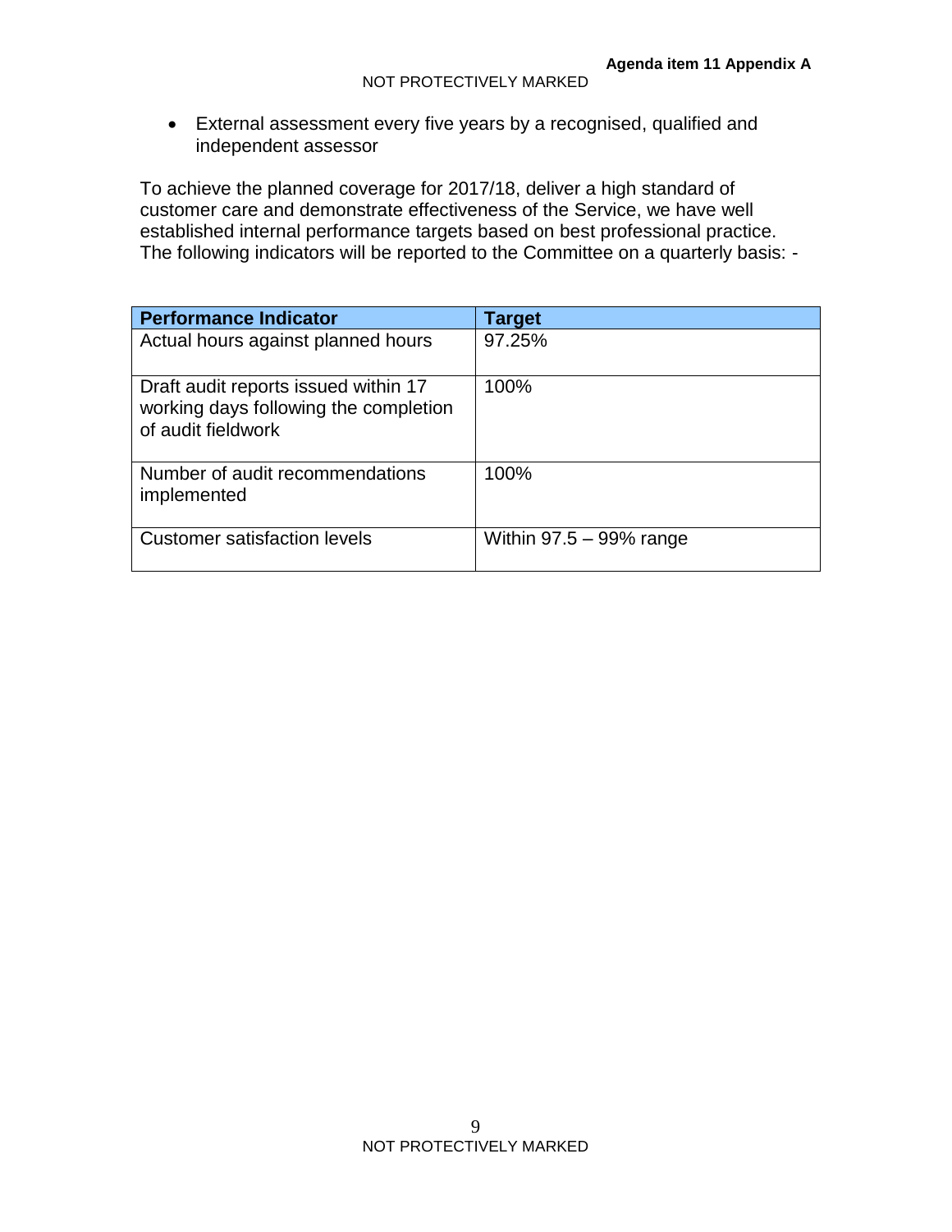- External assessment every five years by a recognised, qualified and independent assessor

To achieve the planned coverage for 2017/18, deliver a high standard of customer care and demonstrate effectiveness of the Service, we have well established internal performance targets based on best professional practice. The following indicators will be reported to the Committee on a quarterly basis: -

| Performance Indicator | Target |
| --- | --- |
| Actual hours against planned hours | 97.25% |
| Draft audit reports issued within 17 working days following the completion of audit fieldwork | 100% |
| Number of audit recommendations implemented | 100% |
| Customer satisfaction levels | Within 97.5 – 99% range |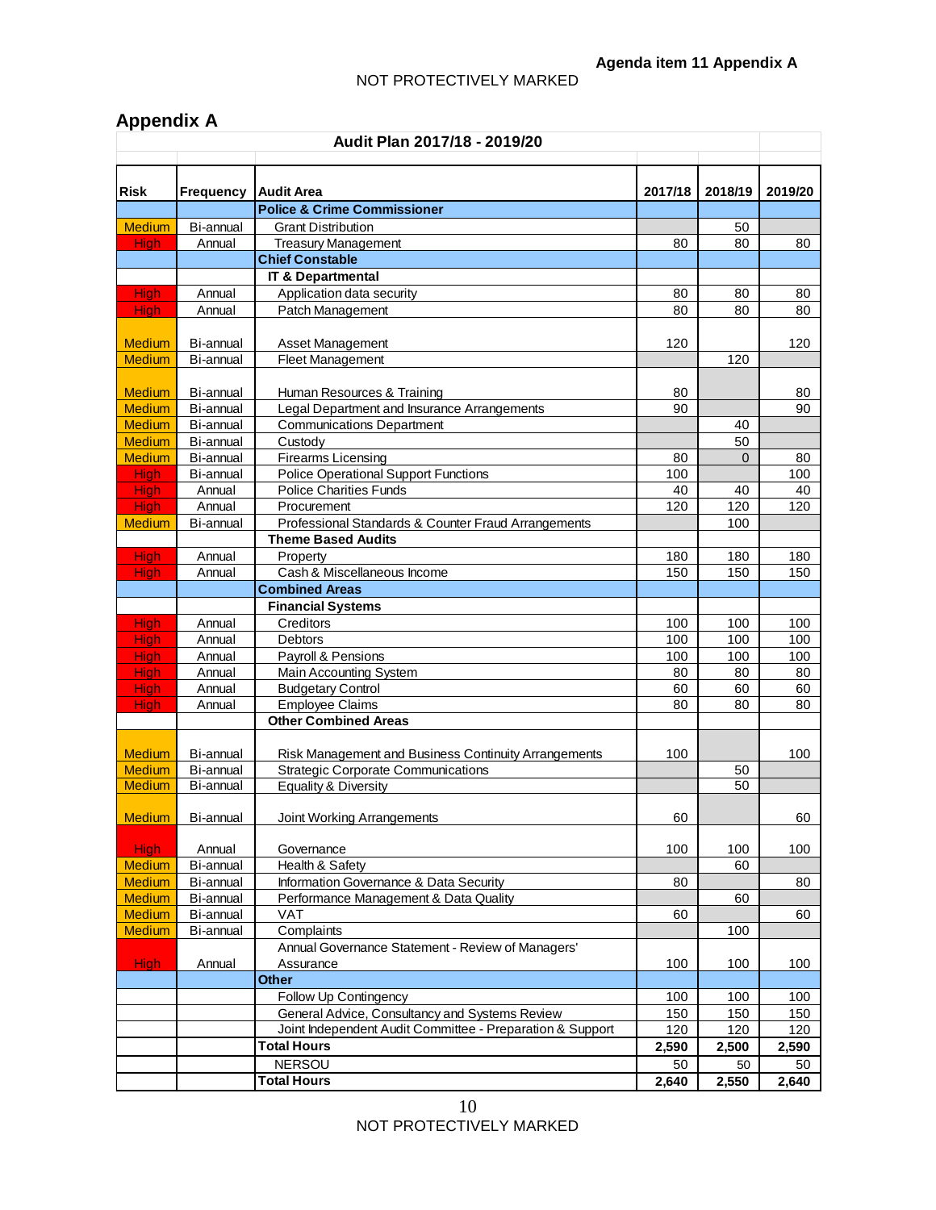## Appendix A

**Audit Plan 2017/18 - 2019/20**

| Risk | Frequency | Audit Area | 2017/18 | 2018/19 | 2019/20 |
|---|---|---|---|---|---|
| | | **Police & Crime Commissioner** | | | |
| Medium | Bi-annual | Grant Distribution | | 50 | |
| High | Annual | Treasury Management | 80 | 80 | 80 |
| | | **Chief Constable** | | | |
| | | **IT & Departmental** | | | |
| High | Annual | Application data security | 80 | 80 | 80 |
| High | Annual | Patch Management | 80 | 80 | 80 |
| Medium | Bi-annual | Asset Management | 120 | | 120 |
| Medium | Bi-annual | Fleet Management | | 120 | |
| Medium | Bi-annual | Human Resources & Training | 80 | | 80 |
| Medium | Bi-annual | Legal Department and Insurance Arrangements | 90 | | 90 |
| Medium | Bi-annual | Communications Department | | 40 | |
| Medium | Bi-annual | Custody | | 50 | |
| Medium | Bi-annual | Firearms Licensing | 80 | 0 | 80 |
| High | Bi-annual | Police Operational Support Functions | 100 | | 100 |
| High | Annual | Police Charities Funds | 40 | 40 | 40 |
| High | Annual | Procurement | 120 | 120 | 120 |
| Medium | Bi-annual | Professional Standards & Counter Fraud Arrangements | | 100 | |
| | | **Theme Based Audits** | | | |
| High | Annual | Property | 180 | 180 | 180 |
| High | Annual | Cash & Miscellaneous Income | 150 | 150 | 150 |
| | | **Combined Areas** | | | |
| | | **Financial Systems** | | | |
| High | Annual | Creditors | 100 | 100 | 100 |
| High | Annual | Debtors | 100 | 100 | 100 |
| High | Annual | Payroll & Pensions | 100 | 100 | 100 |
| High | Annual | Main Accounting System | 80 | 80 | 80 |
| High | Annual | Budgetary Control | 60 | 60 | 60 |
| High | Annual | Employee Claims | 80 | 80 | 80 |
| | | **Other Combined Areas** | | | |
| Medium | Bi-annual | Risk Management and Business Continuity Arrangements | 100 | | 100 |
| Medium | Bi-annual | Strategic Corporate Communications | | 50 | |
| Medium | Bi-annual | Equality & Diversity | | 50 | |
| Medium | Bi-annual | Joint Working Arrangements | 60 | | 60 |
| High | Annual | Governance | 100 | 100 | 100 |
| Medium | Bi-annual | Health & Safety | | 60 | |
| Medium | Bi-annual | Information Governance & Data Security | 80 | | 80 |
| Medium | Bi-annual | Performance Management & Data Quality | | 60 | |
| Medium | Bi-annual | VAT | 60 | | 60 |
| Medium | Bi-annual | Complaints | | 100 | |
| High | Annual | Annual Governance Statement - Review of Managers' Assurance | 100 | 100 | 100 |
| | | **Other** | | | |
| | | Follow Up Contingency | 100 | 100 | 100 |
| | | General Advice, Consultancy and Systems Review | 150 | 150 | 150 |
| | | Joint Independent Audit Committee - Preparation & Support | 120 | 120 | 120 |
| | | **Total Hours** | **2,590** | **2,500** | **2,590** |
| | | NERSOU | 50 | 50 | 50 |
| | | **Total Hours** | **2,640** | **2,550** | **2,640** |